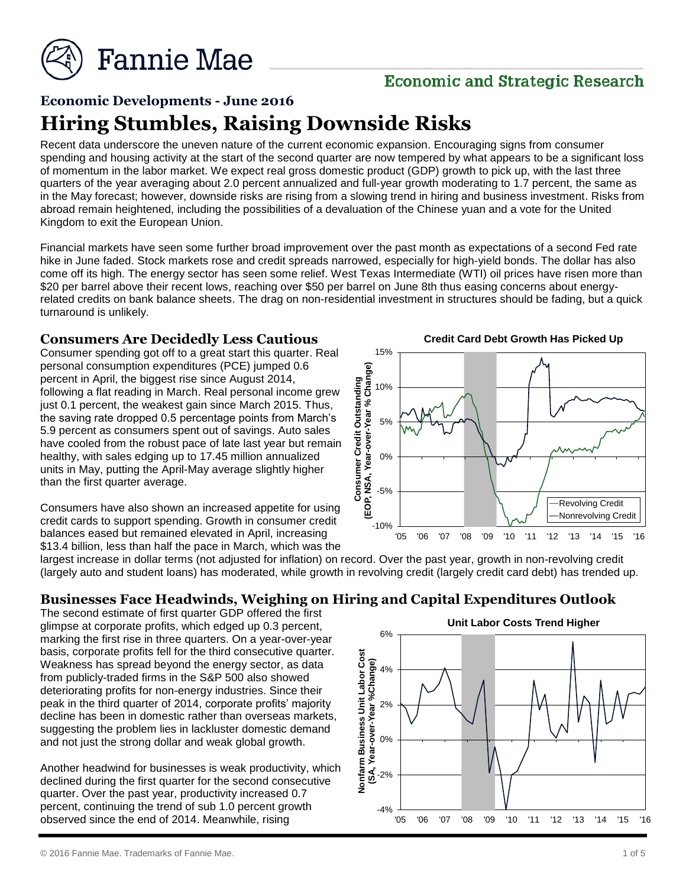# Economic Developments - June 2016

# Hiring Stumbles, Raising Downside Risks

Recent data underscore the uneven nature of the current economic expansion. Encouraging signs from consumer spending and housing activity at the start of the second quarter are now tempered by what appears to be a significant loss of momentum in the labor market. We expect real gross domestic product (GDP) growth to pick up, with the last three quarters of the year averaging about 2.0 percent annualized and full-year growth moderating to 1.7 percent, the same as in the May forecast; however, downside risks are rising from a slowing trend in hiring and business investment. Risks from abroad remain heightened, including the possibilities of a devaluation of the Chinese yuan and a vote for the United Kingdom to exit the European Union.

Financial markets have seen some further broad improvement over the past month as expectations of a second Fed rate hike in June faded. Stock markets rose and credit spreads narrowed, especially for high-yield bonds. The dollar has also come off its high. The energy sector has seen some relief. West Texas Intermediate (WTI) oil prices have risen more than $20 per barrel above their recent lows, reaching over $50 per barrel on June 8th thus easing concerns about energy-related credits on bank balance sheets. The drag on non-residential investment in structures should be fading, but a quick turnaround is unlikely.

## Consumers Are Decidedly Less Cautious

Consumer spending got off to a great start this quarter. Real personal consumption expenditures (PCE) jumped 0.6 percent in April, the biggest rise since August 2014, following a flat reading in March. Real personal income grew just 0.1 percent, the weakest gain since March 2015. Thus, the saving rate dropped 0.5 percentage points from March's 5.9 percent as consumers spent out of savings. Auto sales have cooled from the robust pace of late last year but remain healthy, with sales edging up to 17.45 million annualized units in May, putting the April-May average slightly higher than the first quarter average.

Consumers have also shown an increased appetite for using credit cards to support spending. Growth in consumer credit balances eased but remained elevated in April, increasing $13.4 billion, less than half the pace in March, which was the largest increase in dollar terms (not adjusted for inflation) on record. Over the past year, growth in non-revolving credit (largely auto and student loans) has moderated, while growth in revolving credit (largely credit card debt) has trended up.

**Credit Card Debt Growth Has Picked Up**

## Businesses Face Headwinds, Weighing on Hiring and Capital Expenditures Outlook

The second estimate of first quarter GDP offered the first glimpse at corporate profits, which edged up 0.3 percent, marking the first rise in three quarters. On a year-over-year basis, corporate profits fell for the third consecutive quarter. Weakness has spread beyond the energy sector, as data from publicly-traded firms in the S&P 500 also showed deteriorating profits for non-energy industries. Since their peak in the third quarter of 2014, corporate profits' majority decline has been in domestic rather than overseas markets, suggesting the problem lies in lackluster domestic demand and not just the strong dollar and weak global growth.

Another headwind for businesses is weak productivity, which declined during the first quarter for the second consecutive quarter. Over the past year, productivity increased 0.7 percent, continuing the trend of sub 1.0 percent growth observed since the end of 2014. Meanwhile, rising

**Unit Labor Costs Trend Higher**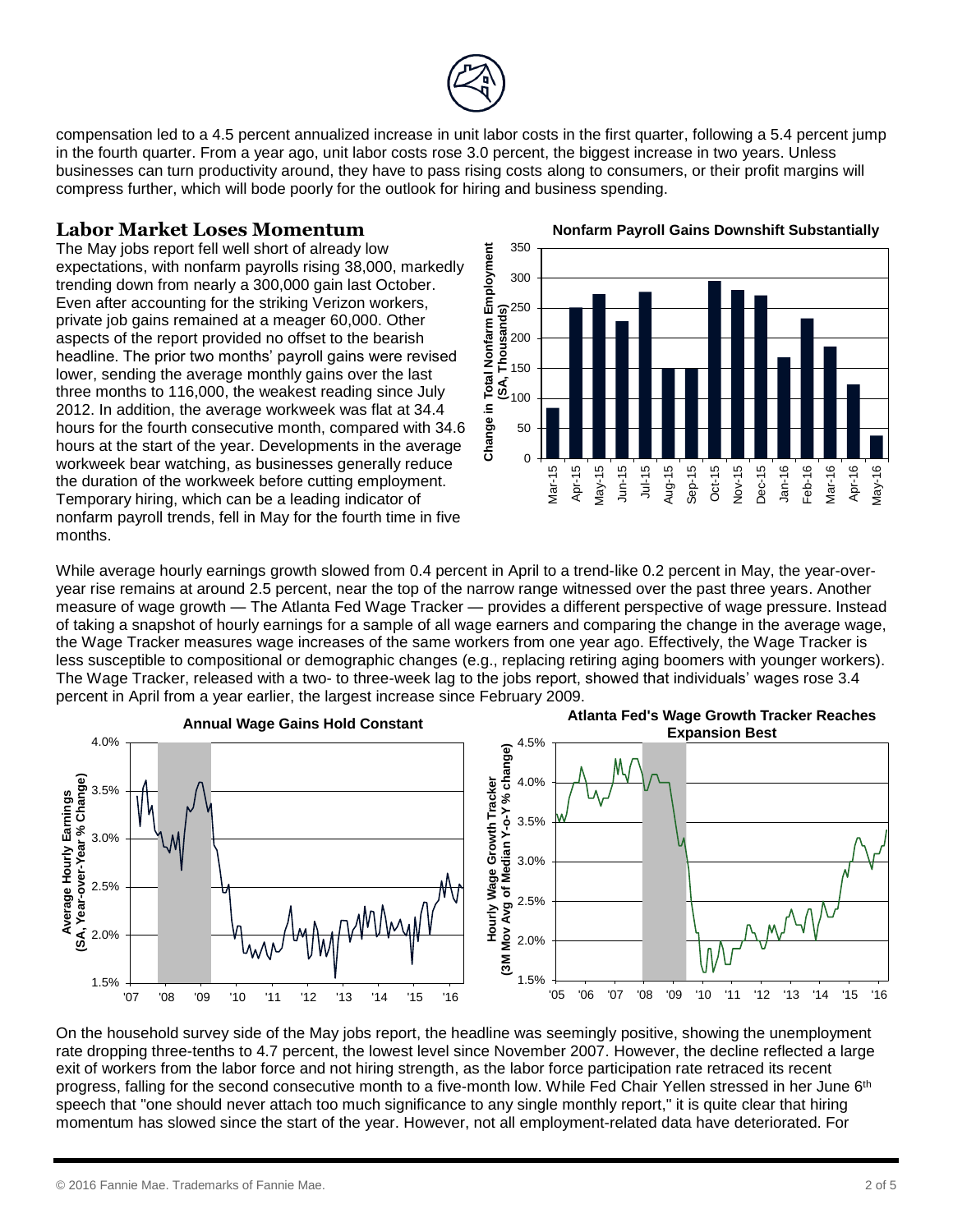compensation led to a 4.5 percent annualized increase in unit labor costs in the first quarter, following a 5.4 percent jump in the fourth quarter. From a year ago, unit labor costs rose 3.0 percent, the biggest increase in two years. Unless businesses can turn productivity around, they have to pass rising costs along to consumers, or their profit margins will compress further, which will bode poorly for the outlook for hiring and business spending.

## Labor Market Loses Momentum

The May jobs report fell well short of already low expectations, with nonfarm payrolls rising 38,000, markedly trending down from nearly a 300,000 gain last October. Even after accounting for the striking Verizon workers, private job gains remained at a meager 60,000. Other aspects of the report provided no offset to the bearish headline. The prior two months' payroll gains were revised lower, sending the average monthly gains over the last three months to 116,000, the weakest reading since July 2012. In addition, the average workweek was flat at 34.4 hours for the fourth consecutive month, compared with 34.6 hours at the start of the year. Developments in the average workweek bear watching, as businesses generally reduce the duration of the workweek before cutting employment. Temporary hiring, which can be a leading indicator of nonfarm payroll trends, fell in May for the fourth time in five months.

**Nonfarm Payroll Gains Downshift Substantially**

While average hourly earnings growth slowed from 0.4 percent in April to a trend-like 0.2 percent in May, the year-over-year rise remains at around 2.5 percent, near the top of the narrow range witnessed over the past three years. Another measure of wage growth — The Atlanta Fed Wage Tracker — provides a different perspective of wage pressure. Instead of taking a snapshot of hourly earnings for a sample of all wage earners and comparing the change in the average wage, the Wage Tracker measures wage increases of the same workers from one year ago. Effectively, the Wage Tracker is less susceptible to compositional or demographic changes (e.g., replacing retiring aging boomers with younger workers). The Wage Tracker, released with a two- to three-week lag to the jobs report, showed that individuals' wages rose 3.4 percent in April from a year earlier, the largest increase since February 2009.

**Annual Wage Gains Hold Constant**

**Atlanta Fed's Wage Growth Tracker Reaches Expansion Best**

On the household survey side of the May jobs report, the headline was seemingly positive, showing the unemployment rate dropping three-tenths to 4.7 percent, the lowest level since November 2007. However, the decline reflected a large exit of workers from the labor force and not hiring strength, as the labor force participation rate retraced its recent progress, falling for the second consecutive month to a five-month low. While Fed Chair Yellen stressed in her June 6th speech that "one should never attach too much significance to any single monthly report," it is quite clear that hiring momentum has slowed since the start of the year. However, not all employment-related data have deteriorated. For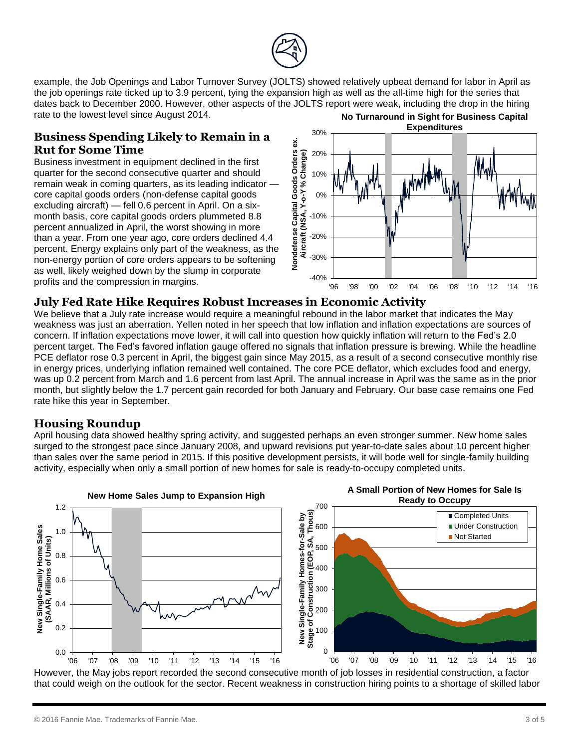example, the Job Openings and Labor Turnover Survey (JOLTS) showed relatively upbeat demand for labor in April as the job openings rate ticked up to 3.9 percent, tying the expansion high as well as the all-time high for the series that dates back to December 2000. However, other aspects of the JOLTS report were weak, including the drop in the hiring rate to the lowest level since August 2014.

## Business Spending Likely to Remain in a Rut for Some Time

Business investment in equipment declined in the first quarter for the second consecutive quarter and should remain weak in coming quarters, as its leading indicator — core capital goods orders (non-defense capital goods excluding aircraft) — fell 0.6 percent in April. On a six-month basis, core capital goods orders plummeted 8.8 percent annualized in April, the worst showing in more than a year. From one year ago, core orders declined 4.4 percent. Energy explains only part of the weakness, as the non-energy portion of core orders appears to be softening as well, likely weighed down by the slump in corporate profits and the compression in margins.

**No Turnaround in Sight for Business Capital Expenditures**

## July Fed Rate Hike Requires Robust Increases in Economic Activity

We believe that a July rate increase would require a meaningful rebound in the labor market that indicates the May weakness was just an aberration. Yellen noted in her speech that low inflation and inflation expectations are sources of concern. If inflation expectations move lower, it will call into question how quickly inflation will return to the Fed's 2.0 percent target. The Fed's favored inflation gauge offered no signals that inflation pressure is brewing. While the headline PCE deflator rose 0.3 percent in April, the biggest gain since May 2015, as a result of a second consecutive monthly rise in energy prices, underlying inflation remained well contained. The core PCE deflator, which excludes food and energy, was up 0.2 percent from March and 1.6 percent from last April. The annual increase in April was the same as in the prior month, but slightly below the 1.7 percent gain recorded for both January and February. Our base case remains one Fed rate hike this year in September.

## Housing Roundup

April housing data showed healthy spring activity, and suggested perhaps an even stronger summer. New home sales surged to the strongest pace since January 2008, and upward revisions put year-to-date sales about 10 percent higher than sales over the same period in 2015. If this positive development persists, it will bode well for single-family building activity, especially when only a small portion of new homes for sale is ready-to-occupy completed units.

**New Home Sales Jump to Expansion High**

**A Small Portion of New Homes for Sale Is Ready to Occupy**

However, the May jobs report recorded the second consecutive month of job losses in residential construction, a factor that could weigh on the outlook for the sector. Recent weakness in construction hiring points to a shortage of skilled labor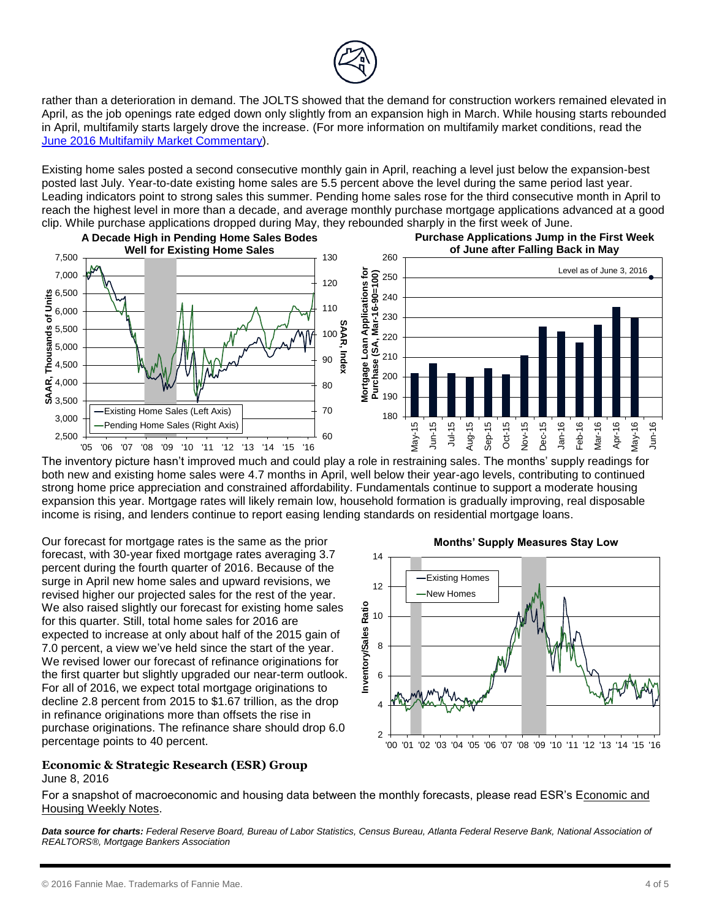rather than a deterioration in demand. The JOLTS showed that the demand for construction workers remained elevated in April, as the job openings rate edged down only slightly from an expansion high in March. While housing starts rebounded in April, multifamily starts largely drove the increase. (For more information on multifamily market conditions, read the [June 2016 Multifamily Market Commentary](#)).

Existing home sales posted a second consecutive monthly gain in April, reaching a level just below the expansion-best posted last July. Year-to-date existing home sales are 5.5 percent above the level during the same period last year. Leading indicators point to strong sales this summer. Pending home sales rose for the third consecutive month in April to reach the highest level in more than a decade, and average monthly purchase mortgage applications advanced at a good clip. While purchase applications dropped during May, they rebounded sharply in the first week of June.

**A Decade High in Pending Home Sales Bodes Well for Existing Home Sales**

**Purchase Applications Jump in the First Week of June after Falling Back in May**

The inventory picture hasn't improved much and could play a role in restraining sales. The months' supply readings for both new and existing home sales were 4.7 months in April, well below their year-ago levels, contributing to continued strong home price appreciation and constrained affordability. Fundamentals continue to support a moderate housing expansion this year. Mortgage rates will likely remain low, household formation is gradually improving, real disposable income is rising, and lenders continue to report easing lending standards on residential mortgage loans.

Our forecast for mortgage rates is the same as the prior forecast, with 30-year fixed mortgage rates averaging 3.7 percent during the fourth quarter of 2016. Because of the surge in April new home sales and upward revisions, we revised higher our projected sales for the rest of the year. We also raised slightly our forecast for existing home sales for this quarter. Still, total home sales for 2016 are expected to increase at only about half of the 2015 gain of 7.0 percent, a view we've held since the start of the year. We revised lower our forecast of refinance originations for the first quarter but slightly upgraded our near-term outlook. For all of 2016, we expect total mortgage originations to decline 2.8 percent from 2015 to $1.67 trillion, as the drop in refinance originations more than offsets the rise in purchase originations. The refinance share should drop 6.0 percentage points to 40 percent.

**Months' Supply Measures Stay Low**

**Economic & Strategic Research (ESR) Group**
June 8, 2016

For a snapshot of macroeconomic and housing data between the monthly forecasts, please read ESR's [Economic and Housing Weekly Notes](#).

***Data source for charts:*** *Federal Reserve Board, Bureau of Labor Statistics, Census Bureau, Atlanta Federal Reserve Bank, National Association of REALTORS®, Mortgage Bankers Association*

© 2016 Fannie Mae. Trademarks of Fannie Mae.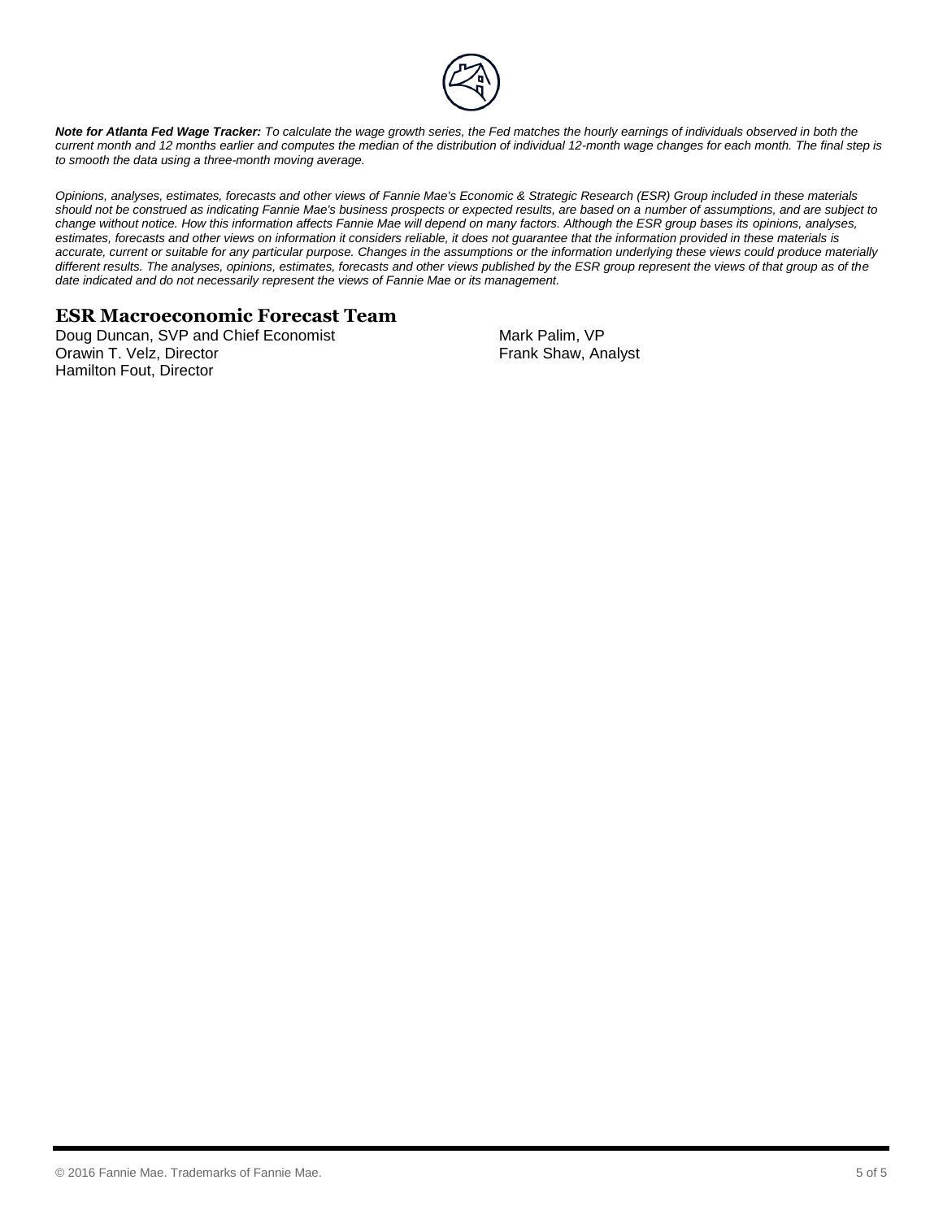***Note for Atlanta Fed Wage Tracker:*** *To calculate the wage growth series, the Fed matches the hourly earnings of individuals observed in both the current month and 12 months earlier and computes the median of the distribution of individual 12-month wage changes for each month. The final step is to smooth the data using a three-month moving average.*

*Opinions, analyses, estimates, forecasts and other views of Fannie Mae's Economic & Strategic Research (ESR) Group included in these materials should not be construed as indicating Fannie Mae's business prospects or expected results, are based on a number of assumptions, and are subject to change without notice. How this information affects Fannie Mae will depend on many factors. Although the ESR group bases its opinions, analyses, estimates, forecasts and other views on information it considers reliable, it does not guarantee that the information provided in these materials is accurate, current or suitable for any particular purpose. Changes in the assumptions or the information underlying these views could produce materially different results. The analyses, opinions, estimates, forecasts and other views published by the ESR group represent the views of that group as of the date indicated and do not necessarily represent the views of Fannie Mae or its management.*

## ESR Macroeconomic Forecast Team

Doug Duncan, SVP and Chief Economist
Orawin T. Velz, Director
Hamilton Fout, Director
Mark Palim, VP
Frank Shaw, Analyst

© 2016 Fannie Mae. Trademarks of Fannie Mae.